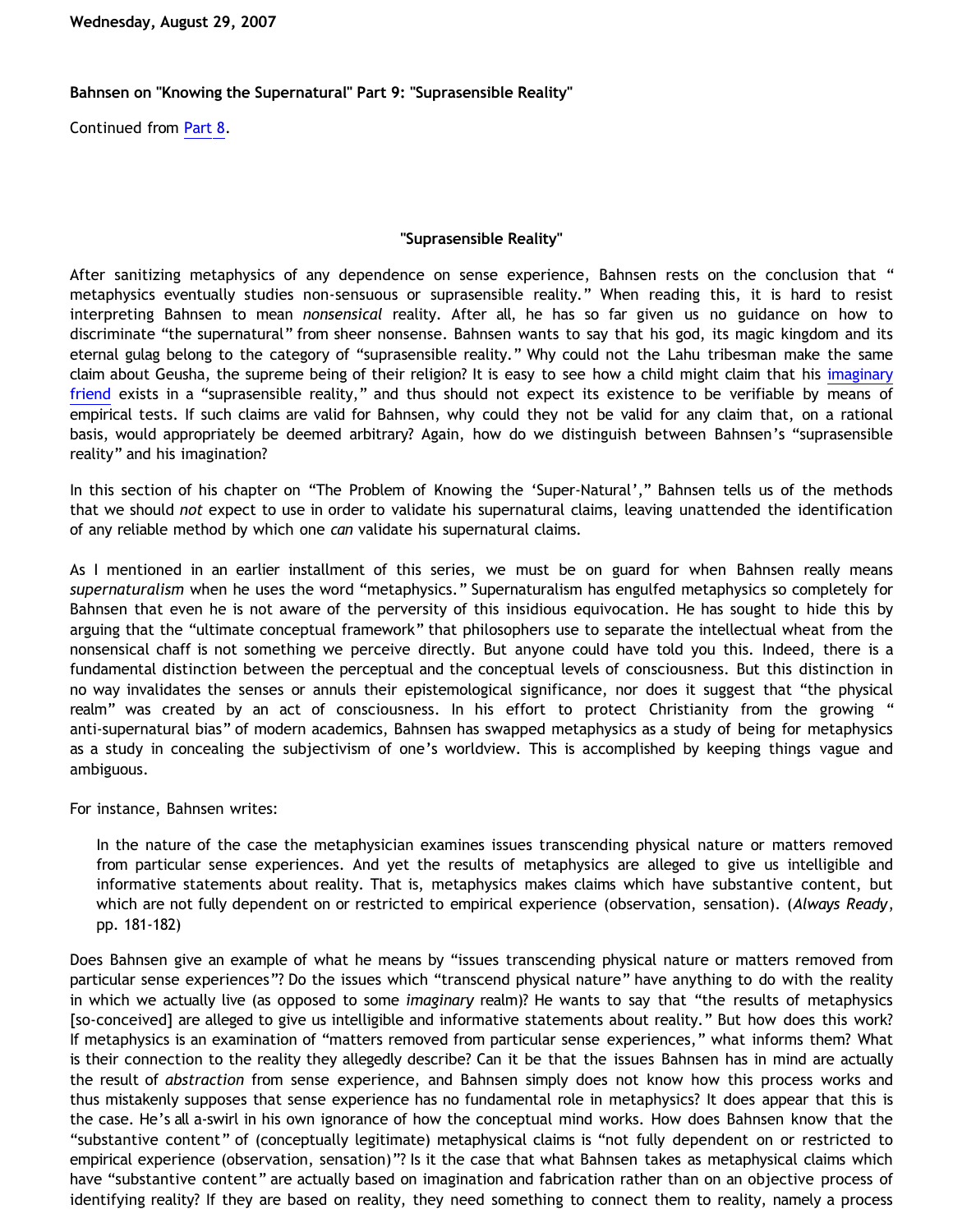Wednesday, August 29, 2007

**Bahnsen on "Knowing the Supernatural" Part 9: "Suprasensible Reality"**

Continued from Part 8.

### "Suprasensible Reality"

After sanitizing metaphysics of any dependence on sense experience, Bahnsen rests on the conclusion that " metaphysics eventually studies non-sensuous or suprasensible reality." When reading this, it is hard to resist interpreting Bahnsen to mean *nonsensical* reality. After all, he has so far given us no guidance on how to discriminate "the supernatural" from sheer nonsense. Bahnsen wants to say that his god, its magic kingdom and its eternal gulag belong to the category of "suprasensible reality." Why could not the Lahu tribesman make the same claim about Geusha, the supreme being of their religion? It is easy to see how a child might claim that his imaginary friend exists in a "suprasensible reality," and thus should not expect its existence to be verifiable by means of empirical tests. If such claims are valid for Bahnsen, why could they not be valid for any claim that, on a rational basis, would appropriately be deemed arbitrary? Again, how do we distinguish between Bahnsen's "suprasensible reality" and his imagination?

In this section of his chapter on "The Problem of Knowing the 'Super-Natural'," Bahnsen tells us of the methods that we should *not* expect to use in order to validate his supernatural claims, leaving unattended the identification of any reliable method by which one *can* validate his supernatural claims.

As I mentioned in an earlier installment of this series, we must be on guard for when Bahnsen really means *supernaturalism* when he uses the word "metaphysics." Supernaturalism has engulfed metaphysics so completely for Bahnsen that even he is not aware of the perversity of this insidious equivocation. He has sought to hide this by arguing that the "ultimate conceptual framework" that philosophers use to separate the intellectual wheat from the nonsensical chaff is not something we perceive directly. But anyone could have told you this. Indeed, there is a fundamental distinction between the perceptual and the conceptual levels of consciousness. But this distinction in no way invalidates the senses or annuls their epistemological significance, nor does it suggest that "the physical realm" was created by an act of consciousness. In his effort to protect Christianity from the growing " anti-supernatural bias" of modern academics, Bahnsen has swapped metaphysics as a study of being for metaphysics as a study in concealing the subjectivism of one's worldview. This is accomplished by keeping things vague and ambiguous.

For instance, Bahnsen writes:

> In the nature of the case the metaphysician examines issues transcending physical nature or matters removed from particular sense experiences. And yet the results of metaphysics are alleged to give us intelligible and informative statements about reality. That is, metaphysics makes claims which have substantive content, but which are not fully dependent on or restricted to empirical experience (observation, sensation). (*Always Ready*, pp. 181-182)

Does Bahnsen give an example of what he means by "issues transcending physical nature or matters removed from particular sense experiences"? Do the issues which "transcend physical nature" have anything to do with the reality in which we actually live (as opposed to some *imaginary* realm)? He wants to say that "the results of metaphysics [so-conceived] are alleged to give us intelligible and informative statements about reality." But how does this work? If metaphysics is an examination of "matters removed from particular sense experiences," what informs them? What is their connection to the reality they allegedly describe? Can it be that the issues Bahnsen has in mind are actually the result of *abstraction* from sense experience, and Bahnsen simply does not know how this process works and thus mistakenly supposes that sense experience has no fundamental role in metaphysics? It does appear that this is the case. He's all a-swirl in his own ignorance of how the conceptual mind works. How does Bahnsen know that the "substantive content" of (conceptually legitimate) metaphysical claims is "not fully dependent on or restricted to empirical experience (observation, sensation)"? Is it the case that what Bahnsen takes as metaphysical claims which have "substantive content" are actually based on imagination and fabrication rather than on an objective process of identifying reality? If they are based on reality, they need something to connect them to reality, namely a process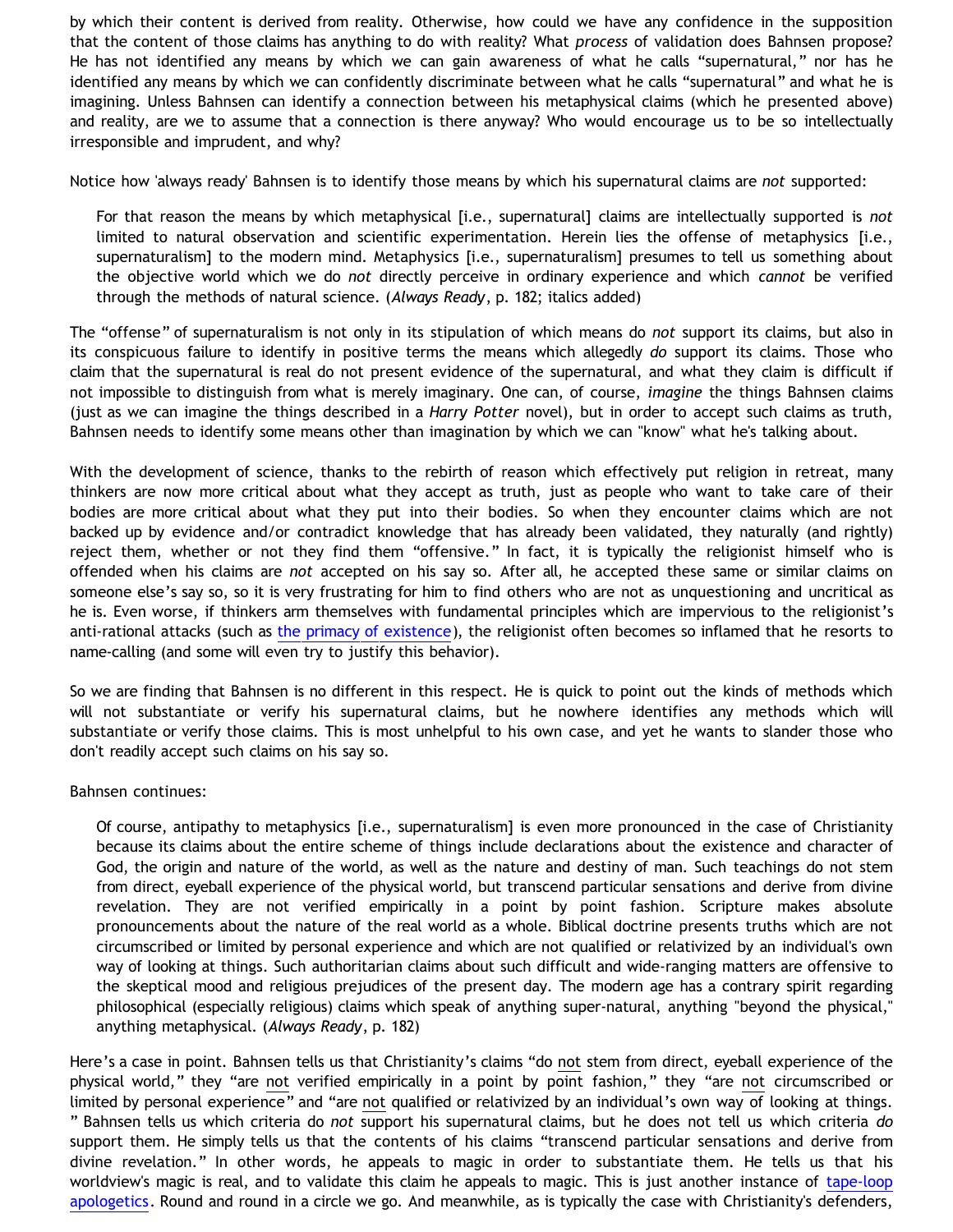by which their content is derived from reality. Otherwise, how could we have any confidence in the supposition that the content of those claims has anything to do with reality? What *process* of validation does Bahnsen propose? He has not identified any means by which we can gain awareness of what he calls "supernatural," nor has he identified any means by which we can confidently discriminate between what he calls "supernatural" and what he is imagining. Unless Bahnsen can identify a connection between his metaphysical claims (which he presented above) and reality, are we to assume that a connection is there anyway? Who would encourage us to be so intellectually irresponsible and imprudent, and why?

Notice how 'always ready' Bahnsen is to identify those means by which his supernatural claims are *not* supported:

> For that reason the means by which metaphysical [i.e., supernatural] claims are intellectually supported is *not* limited to natural observation and scientific experimentation. Herein lies the offense of metaphysics [i.e., supernaturalism] to the modern mind. Metaphysics [i.e., supernaturalism] presumes to tell us something about the objective world which we do *not* directly perceive in ordinary experience and which *cannot* be verified through the methods of natural science. (*Always Ready*, p. 182; italics added)

The "offense" of supernaturalism is not only in its stipulation of which means do *not* support its claims, but also in its conspicuous failure to identify in positive terms the means which allegedly *do* support its claims. Those who claim that the supernatural is real do not present evidence of the supernatural, and what they claim is difficult if not impossible to distinguish from what is merely imaginary. One can, of course, *imagine* the things Bahnsen claims (just as we can imagine the things described in a *Harry Potter* novel), but in order to accept such claims as truth, Bahnsen needs to identify some means other than imagination by which we can "know" what he's talking about.

With the development of science, thanks to the rebirth of reason which effectively put religion in retreat, many thinkers are now more critical about what they accept as truth, just as people who want to take care of their bodies are more critical about what they put into their bodies. So when they encounter claims which are not backed up by evidence and/or contradict knowledge that has already been validated, they naturally (and rightly) reject them, whether or not they find them "offensive." In fact, it is typically the religionist himself who is offended when his claims are *not* accepted on his say so. After all, he accepted these same or similar claims on someone else's say so, so it is very frustrating for him to find others who are not as unquestioning and uncritical as he is. Even worse, if thinkers arm themselves with fundamental principles which are impervious to the religionist's anti-rational attacks (such as the primacy of existence), the religionist often becomes so inflamed that he resorts to name-calling (and some will even try to justify this behavior).

So we are finding that Bahnsen is no different in this respect. He is quick to point out the kinds of methods which will not substantiate or verify his supernatural claims, but he nowhere identifies any methods which will substantiate or verify those claims. This is most unhelpful to his own case, and yet he wants to slander those who don't readily accept such claims on his say so.

Bahnsen continues:

> Of course, antipathy to metaphysics [i.e., supernaturalism] is even more pronounced in the case of Christianity because its claims about the entire scheme of things include declarations about the existence and character of God, the origin and nature of the world, as well as the nature and destiny of man. Such teachings do not stem from direct, eyeball experience of the physical world, but transcend particular sensations and derive from divine revelation. They are not verified empirically in a point by point fashion. Scripture makes absolute pronouncements about the nature of the real world as a whole. Biblical doctrine presents truths which are not circumscribed or limited by personal experience and which are not qualified or relativized by an individual's own way of looking at things. Such authoritarian claims about such difficult and wide-ranging matters are offensive to the skeptical mood and religious prejudices of the present day. The modern age has a contrary spirit regarding philosophical (especially religious) claims which speak of anything super-natural, anything "beyond the physical," anything metaphysical. (*Always Ready*, p. 182)

Here's a case in point. Bahnsen tells us that Christianity's claims "do not stem from direct, eyeball experience of the physical world," they "are not verified empirically in a point by point fashion," they "are not circumscribed or limited by personal experience" and "are not qualified or relativized by an individual's own way of looking at things." Bahnsen tells us which criteria do *not* support his supernatural claims, but he does not tell us which criteria *do* support them. He simply tells us that the contents of his claims "transcend particular sensations and derive from divine revelation." In other words, he appeals to magic in order to substantiate them. He tells us that his worldview's magic is real, and to validate this claim he appeals to magic. This is just another instance of tape-loop apologetics. Round and round in a circle we go. And meanwhile, as is typically the case with Christianity's defenders,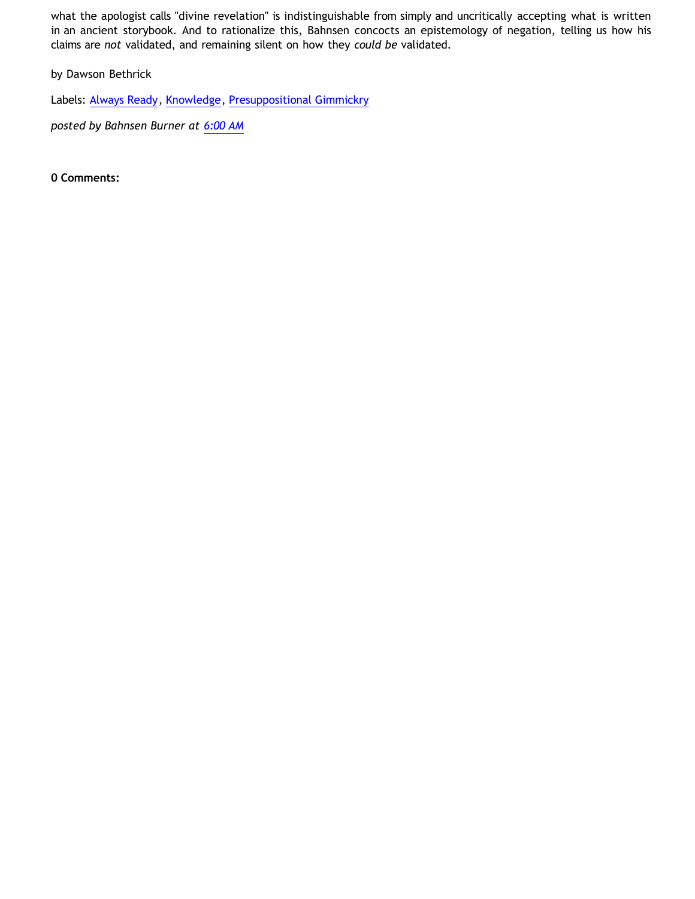what the apologist calls "divine revelation" is indistinguishable from simply and uncritically accepting what is written in an ancient storybook. And to rationalize this, Bahnsen concocts an epistemology of negation, telling us how his claims are *not* validated, and remaining silent on how they *could be* validated.

by Dawson Bethrick

Labels: Always Ready, Knowledge, Presuppositional Gimmickry

*posted by Bahnsen Burner at 6:00 AM*

**0 Comments:**